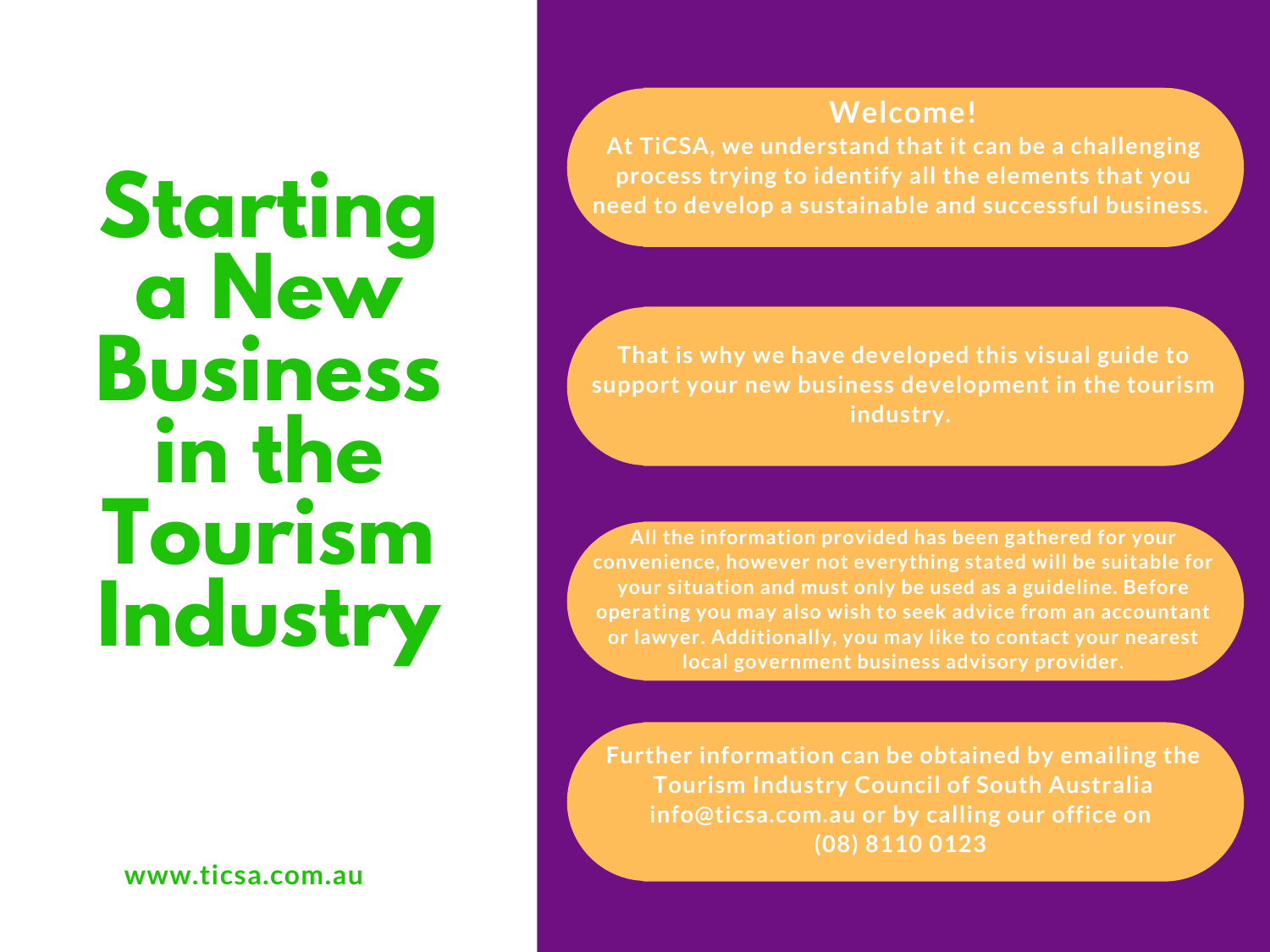# Starting a New Business in the Tourism Industry

www.ticsa.com.au

**Welcome!**

**At TiCSA, we understand that it can be a challenging process trying to identify all the elements that you need to develop a sustainable and successful business.**

**That is why we have developed this visual guide to support your new business development in the tourism industry.**

**All the information provided has been gathered for your convenience, however not everything stated will be suitable for your situation and must only be used as a guideline. Before operating you may also wish to seek advice from an accountant or lawyer. Additionally, you may like to contact your nearest local government business advisory provider.**

**Further information can be obtained by emailing the Tourism Industry Council of South Australia info@ticsa.com.au or by calling our office on (08) 8110 0123**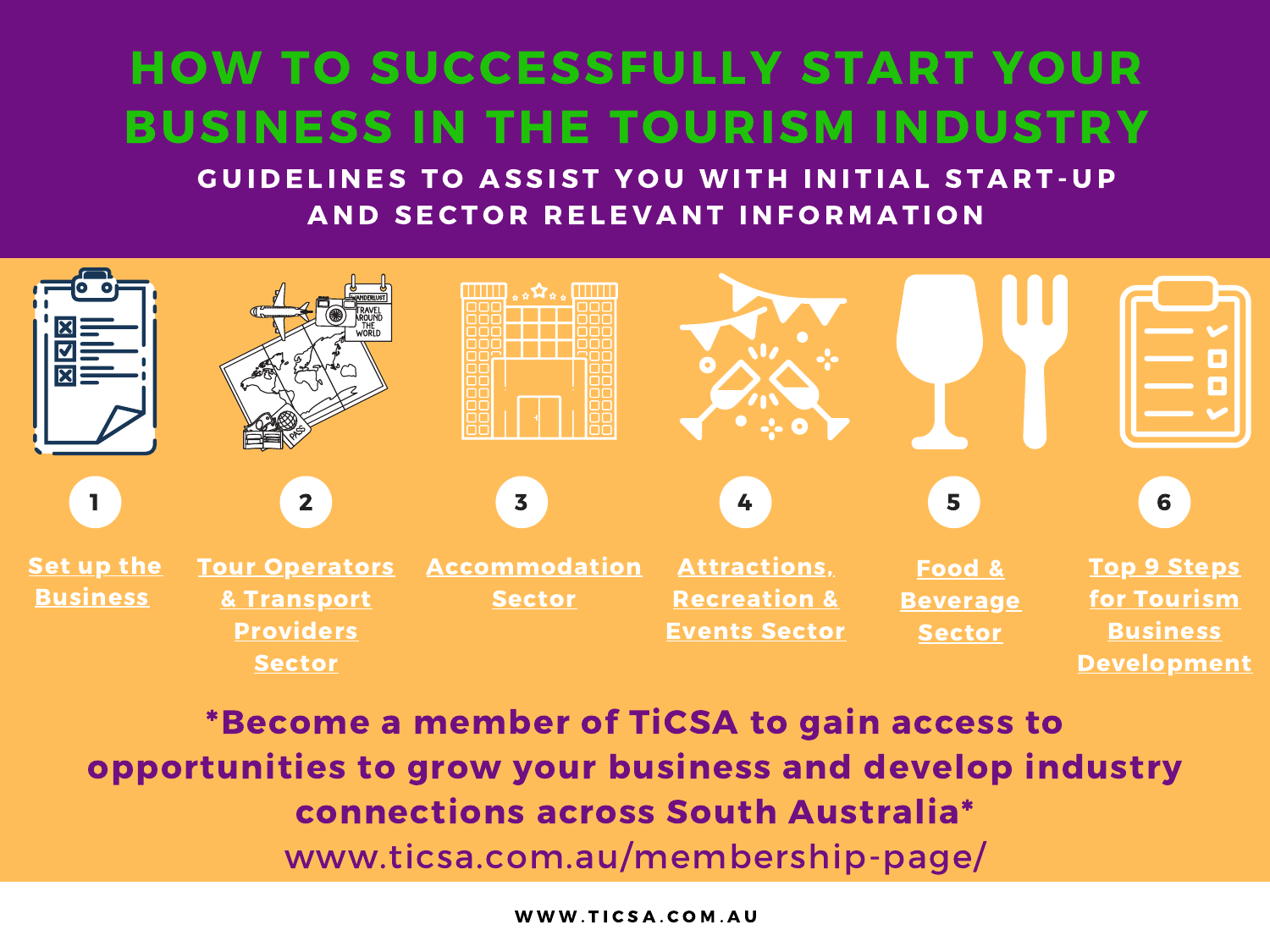# HOW TO SUCCESSFULLY START YOUR BUSINESS IN THE TOURISM INDUSTRY

## GUIDELINES TO ASSIST YOU WITH INITIAL START-UP AND SECTOR RELEVANT INFORMATION

1. **Set up the Business**
2. **Tour Operators & Transport Providers Sector**
3. **Accommodation Sector**
4. **Attractions, Recreation & Events Sector**
5. **Food & Beverage Sector**
6. **Top 9 Steps for Tourism Business Development**

***Become a member of TiCSA to gain access to opportunities to grow your business and develop industry connections across South Australia***

www.ticsa.com.au/membership-page/

WWW.TICSA.COM.AU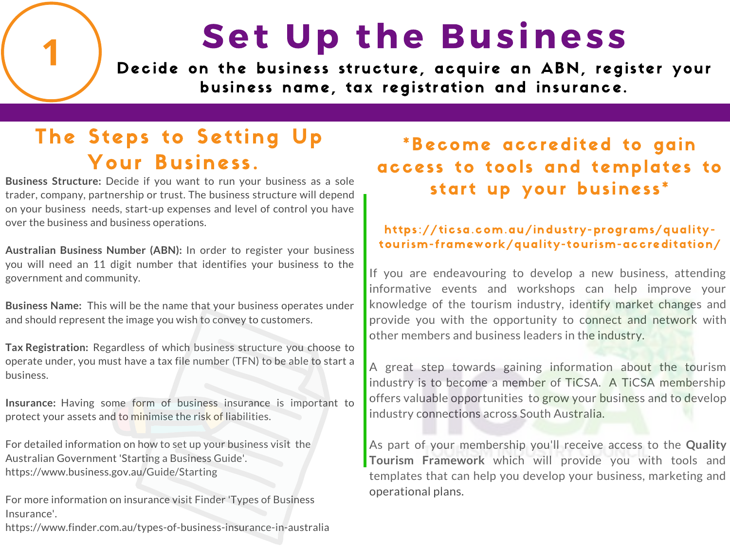# 1 Set Up the Business

**Decide on the business structure, acquire an ABN, register your business name, tax registration and insurance.**

## The Steps to Setting Up Your Business.

**Business Structure:** Decide if you want to run your business as a sole trader, company, partnership or trust. The business structure will depend on your business needs, start-up expenses and level of control you have over the business and business operations.

**Australian Business Number (ABN):** In order to register your business you will need an 11 digit number that identifies your business to the government and community.

**Business Name:** This will be the name that your business operates under and should represent the image you wish to convey to customers.

**Tax Registration:** Regardless of which business structure you choose to operate under, you must have a tax file number (TFN) to be able to start a business.

**Insurance:** Having some form of business insurance is important to protect your assets and to minimise the risk of liabilities.

For detailed information on how to set up your business visit the Australian Government 'Starting a Business Guide'. https://www.business.gov.au/Guide/Starting

For more information on insurance visit Finder 'Types of Business Insurance'. https://www.finder.com.au/types-of-business-insurance-in-australia

## *Become accredited to gain access to tools and templates to start up your business*

https://ticsa.com.au/industry-programs/quality-tourism-framework/quality-tourism-accreditation/

If you are endeavouring to develop a new business, attending informative events and workshops can help improve your knowledge of the tourism industry, identify market changes and provide you with the opportunity to connect and network with other members and business leaders in the industry.

A great step towards gaining information about the tourism industry is to become a member of TiCSA. A TiCSA membership offers valuable opportunities to grow your business and to develop industry connections across South Australia.

As part of your membership you'll receive access to the **Quality Tourism Framework** which will provide you with tools and templates that can help you develop your business, marketing and operational plans.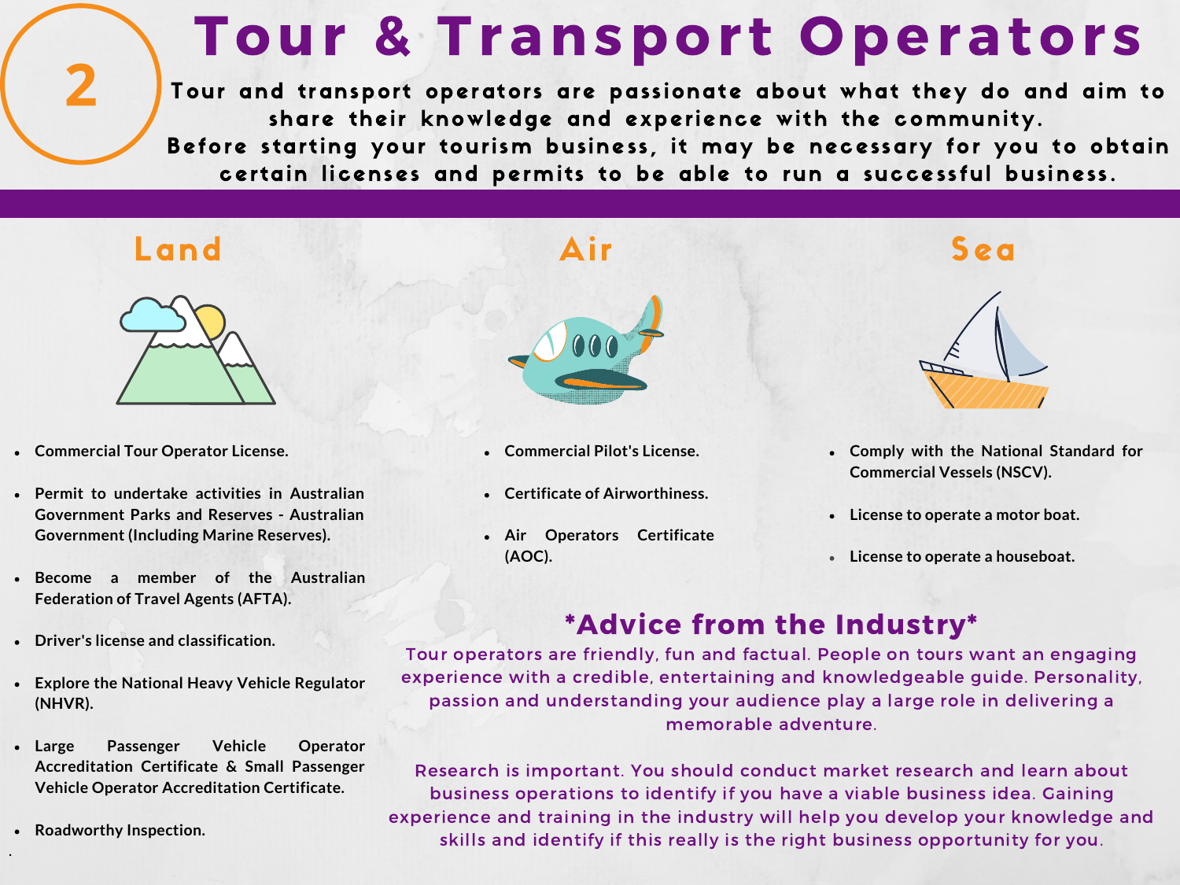# 2 Tour & Transport Operators

Tour and transport operators are passionate about what they do and aim to share their knowledge and experience with the community.
Before starting your tourism business, it may be necessary for you to obtain certain licenses and permits to be able to run a successful business.

## Land

- Commercial Tour Operator License.
- Permit to undertake activities in Australian Government Parks and Reserves - Australian Government (Including Marine Reserves).
- Become a member of the Australian Federation of Travel Agents (AFTA).
- Driver's license and classification.
- Explore the National Heavy Vehicle Regulator (NHVR).
- Large Passenger Vehicle Operator Accreditation Certificate & Small Passenger Vehicle Operator Accreditation Certificate.
- Roadworthy Inspection.

## Air

- Commercial Pilot's License.
- Certificate of Airworthiness.
- Air Operators Certificate (AOC).

## Sea

- Comply with the National Standard for Commercial Vessels (NSCV).
- License to operate a motor boat.
- License to operate a houseboat.

## *Advice from the Industry*

Tour operators are friendly, fun and factual. People on tours want an engaging experience with a credible, entertaining and knowledgeable guide. Personality, passion and understanding your audience play a large role in delivering a memorable adventure.

Research is important. You should conduct market research and learn about business operations to identify if you have a viable business idea. Gaining experience and training in the industry will help you develop your knowledge and skills and identify if this really is the right business opportunity for you.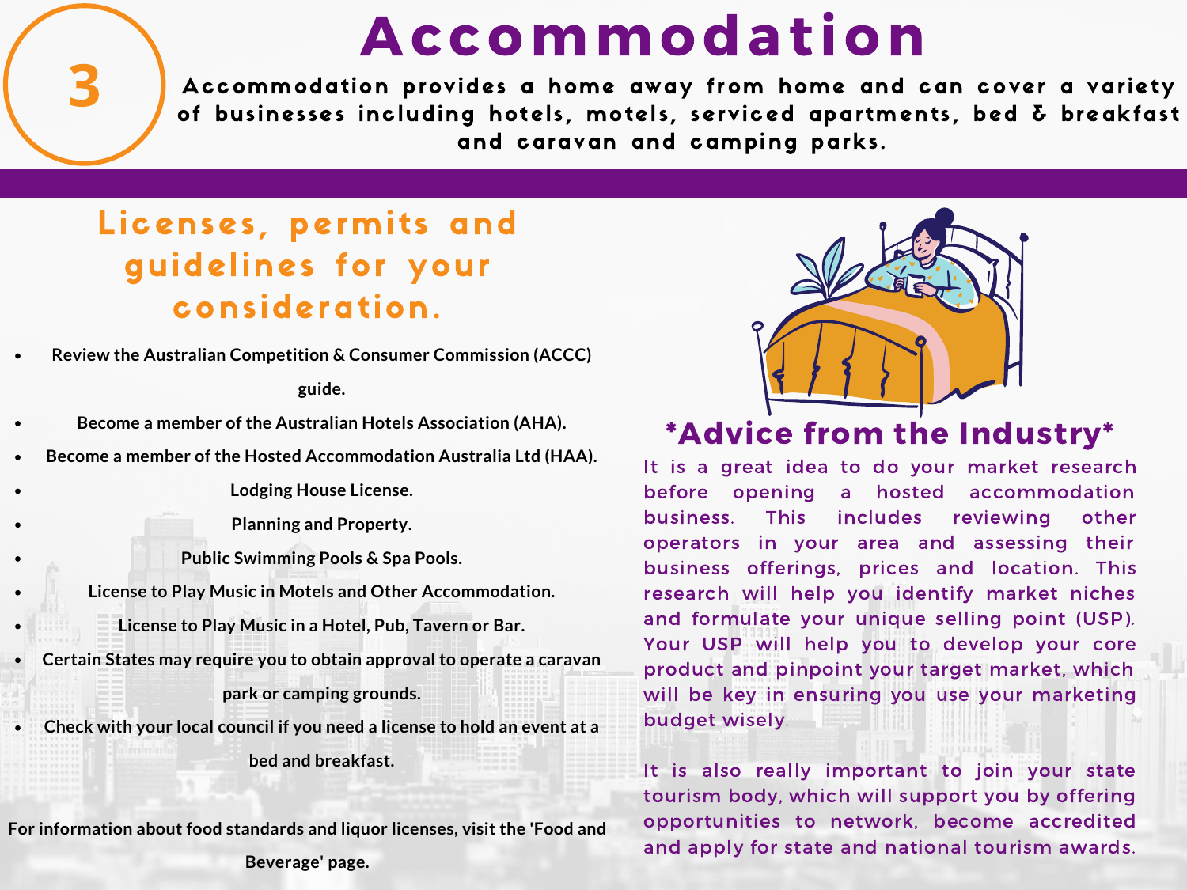# 3 Accommodation

Accommodation provides a home away from home and can cover a variety of businesses including hotels, motels, serviced apartments, bed & breakfast and caravan and camping parks.

## Licenses, permits and guidelines for your consideration.

- **Review the Australian Competition & Consumer Commission (ACCC) guide.**
- **Become a member of the Australian Hotels Association (AHA).**
- **Become a member of the Hosted Accommodation Australia Ltd (HAA).**
- **Lodging House License.**
- **Planning and Property.**
- **Public Swimming Pools & Spa Pools.**
- **License to Play Music in Motels and Other Accommodation.**
- **License to Play Music in a Hotel, Pub, Tavern or Bar.**
- **Certain States may require you to obtain approval to operate a caravan park or camping grounds.**
- **Check with your local council if you need a license to hold an event at a bed and breakfast.**

**For information about food standards and liquor licenses, visit the 'Food and Beverage' page.**

## *Advice from the Industry*

It is a great idea to do your market research before opening a hosted accommodation business. This includes reviewing other operators in your area and assessing their business offerings, prices and location. This research will help you identify market niches and formulate your unique selling point (USP). Your USP will help you to develop your core product and pinpoint your target market, which will be key in ensuring you use your marketing budget wisely.

It is also really important to join your state tourism body, which will support you by offering opportunities to network, become accredited and apply for state and national tourism awards.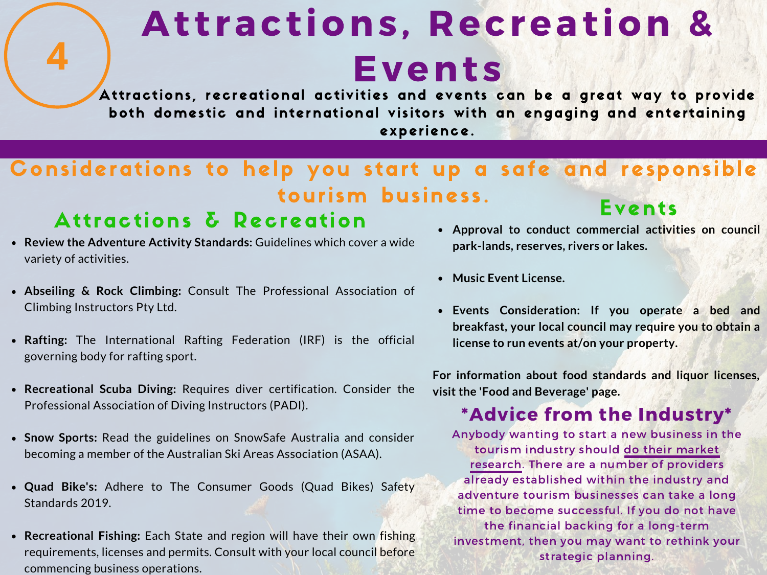# 4

# Attractions, Recreation & Events

Attractions, recreational activities and events can be a great way to provide both domestic and international visitors with an engaging and entertaining experience.

## Considerations to help you start up a safe and responsible tourism business.

### Attractions & Recreation

- **Review the Adventure Activity Standards:** Guidelines which cover a wide variety of activities.
- **Abseiling & Rock Climbing:** Consult The Professional Association of Climbing Instructors Pty Ltd.
- **Rafting:** The International Rafting Federation (IRF) is the official governing body for rafting sport.
- **Recreational Scuba Diving:** Requires diver certification. Consider the Professional Association of Diving Instructors (PADI).
- **Snow Sports:** Read the guidelines on SnowSafe Australia and consider becoming a member of the Australian Ski Areas Association (ASAA).
- **Quad Bike's:** Adhere to The Consumer Goods (Quad Bikes) Safety Standards 2019.
- **Recreational Fishing:** Each State and region will have their own fishing requirements, licenses and permits. Consult with your local council before commencing business operations.

### Events

- **Approval to conduct commercial activities on council park-lands, reserves, rivers or lakes.**
- **Music Event License.**
- **Events Consideration: If you operate a bed and breakfast, your local council may require you to obtain a license to run events at/on your property.**

**For information about food standards and liquor licenses, visit the 'Food and Beverage' page.**

### *Advice from the Industry*

Anybody wanting to start a new business in the tourism industry should do their market research. There are a number of providers already established within the industry and adventure tourism businesses can take a long time to become successful. If you do not have the financial backing for a long-term investment, then you may want to rethink your strategic planning.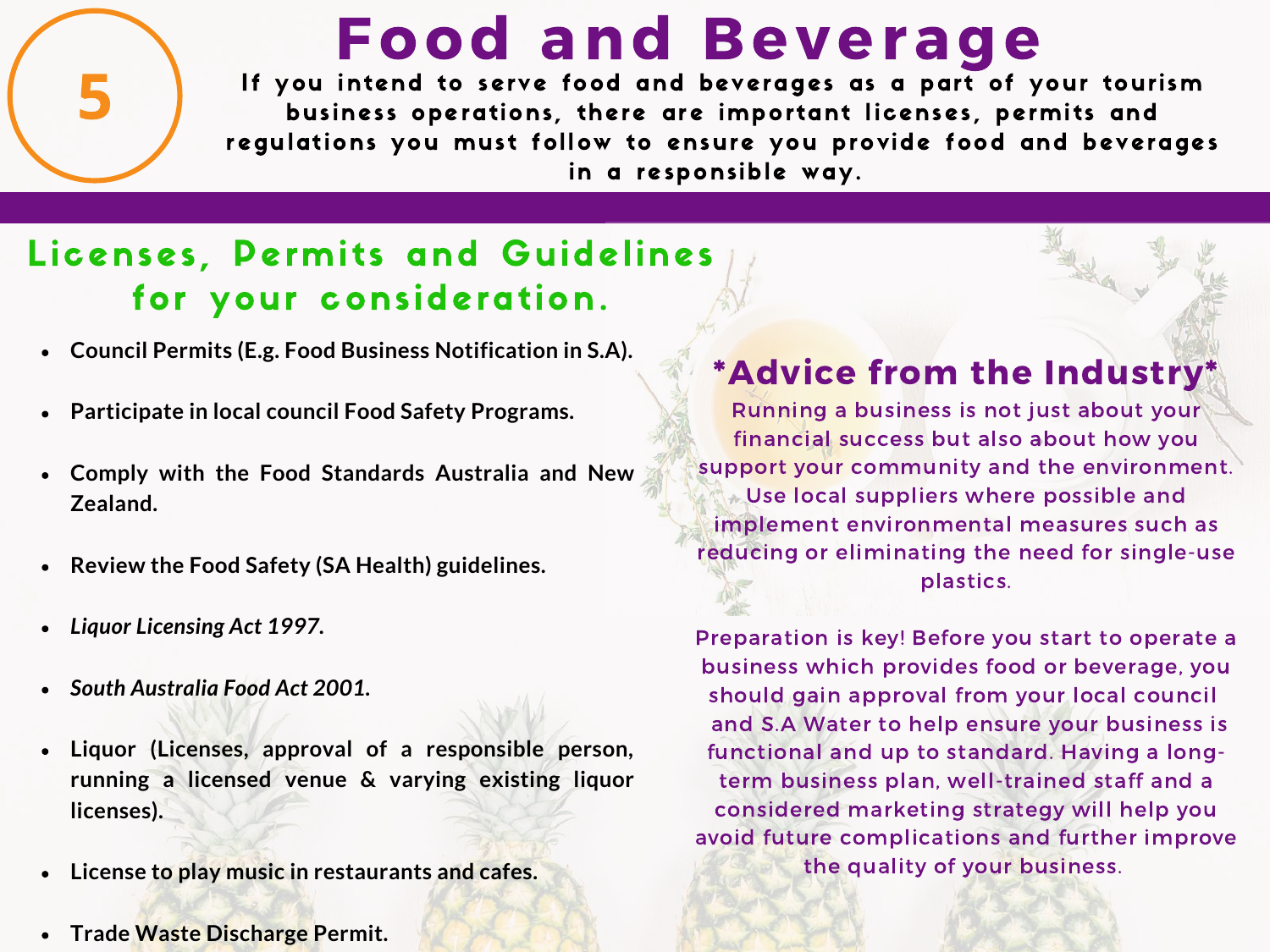# Food and Beverage

5

If you intend to serve food and beverages as a part of your tourism business operations, there are important licenses, permits and regulations you must follow to ensure you provide food and beverages in a responsible way.

## Licenses, Permits and Guidelines for your consideration.

- **Council Permits (E.g. Food Business Notification in S.A).**
- **Participate in local council Food Safety Programs.**
- **Comply with the Food Standards Australia and New Zealand.**
- **Review the Food Safety (SA Health) guidelines.**
- ***Liquor Licensing Act 1997.***
- ***South Australia Food Act 2001.***
- **Liquor (Licenses, approval of a responsible person, running a licensed venue & varying existing liquor licenses).**
- **License to play music in restaurants and cafes.**
- **Trade Waste Discharge Permit.**

## *Advice from the Industry*

Running a business is not just about your financial success but also about how you support your community and the environment. Use local suppliers where possible and implement environmental measures such as reducing or eliminating the need for single-use plastics.

Preparation is key! Before you start to operate a business which provides food or beverage, you should gain approval from your local council and S.A Water to help ensure your business is functional and up to standard. Having a long-term business plan, well-trained staff and a considered marketing strategy will help you avoid future complications and further improve the quality of your business.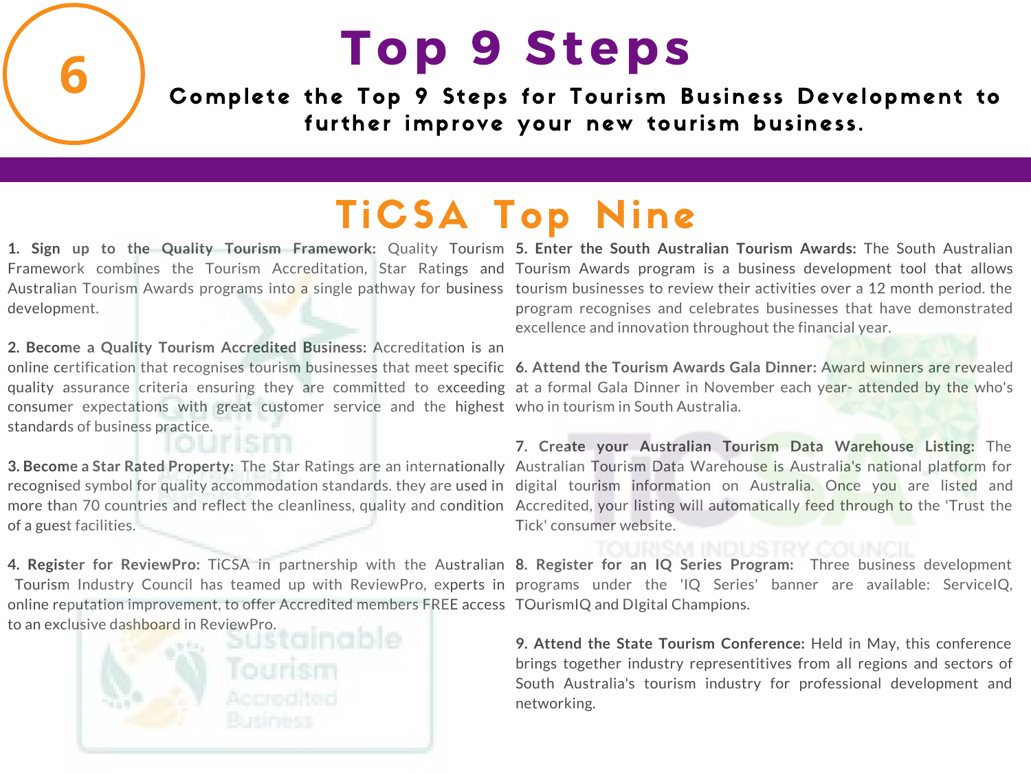6

# Top 9 Steps

**Complete the Top 9 Steps for Tourism Business Development to further improve your new tourism business.**

## TiCSA Top Nine

**1. Sign up to the Quality Tourism Framework:** Quality Tourism Framework combines the Tourism Accreditation, Star Ratings and Australian Tourism Awards programs into a single pathway for business development.

**2. Become a Quality Tourism Accredited Business:** Accreditation is an online certification that recognises tourism businesses that meet specific quality assurance criteria ensuring they are committed to exceeding consumer expectations with great customer service and the highest standards of business practice.

**3. Become a Star Rated Property:** The Star Ratings are an internationally recognised symbol for quality accommodation standards. they are used in more than 70 countries and reflect the cleanliness, quality and condition of a guest facilities.

**4. Register for ReviewPro:** TiCSA in partnership with the Australian Tourism Industry Council has teamed up with ReviewPro, experts in online reputation improvement, to offer Accredited members FREE access to an exclusive dashboard in ReviewPro.

**5. Enter the South Australian Tourism Awards:** The South Australian Tourism Awards program is a business development tool that allows tourism businesses to review their activities over a 12 month period. the program recognises and celebrates businesses that have demonstrated excellence and innovation throughout the financial year.

**6. Attend the Tourism Awards Gala Dinner:** Award winners are revealed at a formal Gala Dinner in November each year- attended by the who's who in tourism in South Australia.

**7. Create your Australian Tourism Data Warehouse Listing:** The Australian Tourism Data Warehouse is Australia's national platform for digital tourism information on Australia. Once you are listed and Accredited, your listing will automatically feed through to the 'Trust the Tick' consumer website.

**8. Register for an IQ Series Program:** Three business development programs under the 'IQ Series' banner are available: ServiceIQ, TOurismIQ and DIgital Champions.

**9. Attend the State Tourism Conference:** Held in May, this conference brings together industry representitives from all regions and sectors of South Australia's tourism industry for professional development and networking.